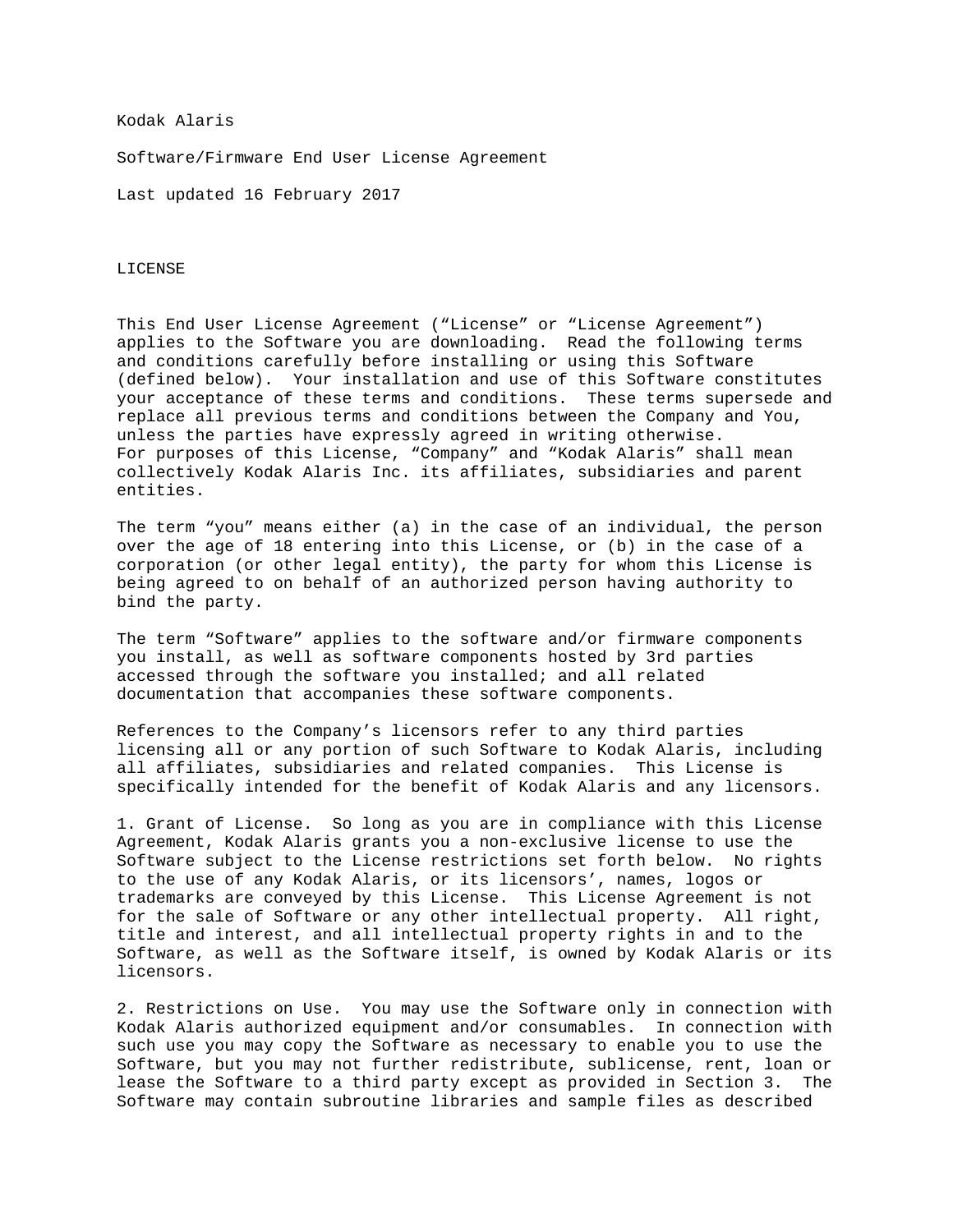Kodak Alaris

Software/Firmware End User License Agreement

Last updated 16 February 2017

# LICENSE

This End User License Agreement ("License" or "License Agreement") applies to the Software you are downloading. Read the following terms and conditions carefully before installing or using this Software (defined below). Your installation and use of this Software constitutes your acceptance of these terms and conditions. These terms supersede and replace all previous terms and conditions between the Company and You, unless the parties have expressly agreed in writing otherwise.
For purposes of this License, "Company" and "Kodak Alaris" shall mean collectively Kodak Alaris Inc. its affiliates, subsidiaries and parent entities.

The term "you" means either (a) in the case of an individual, the person over the age of 18 entering into this License, or (b) in the case of a corporation (or other legal entity), the party for whom this License is being agreed to on behalf of an authorized person having authority to bind the party.

The term "Software" applies to the software and/or firmware components you install, as well as software components hosted by 3rd parties accessed through the software you installed; and all related documentation that accompanies these software components.

References to the Company's licensors refer to any third parties licensing all or any portion of such Software to Kodak Alaris, including all affiliates, subsidiaries and related companies. This License is specifically intended for the benefit of Kodak Alaris and any licensors.

1. Grant of License. So long as you are in compliance with this License Agreement, Kodak Alaris grants you a non-exclusive license to use the Software subject to the License restrictions set forth below. No rights to the use of any Kodak Alaris, or its licensors', names, logos or trademarks are conveyed by this License. This License Agreement is not for the sale of Software or any other intellectual property. All right, title and interest, and all intellectual property rights in and to the Software, as well as the Software itself, is owned by Kodak Alaris or its licensors.

2. Restrictions on Use. You may use the Software only in connection with Kodak Alaris authorized equipment and/or consumables. In connection with such use you may copy the Software as necessary to enable you to use the Software, but you may not further redistribute, sublicense, rent, loan or lease the Software to a third party except as provided in Section 3. The Software may contain subroutine libraries and sample files as described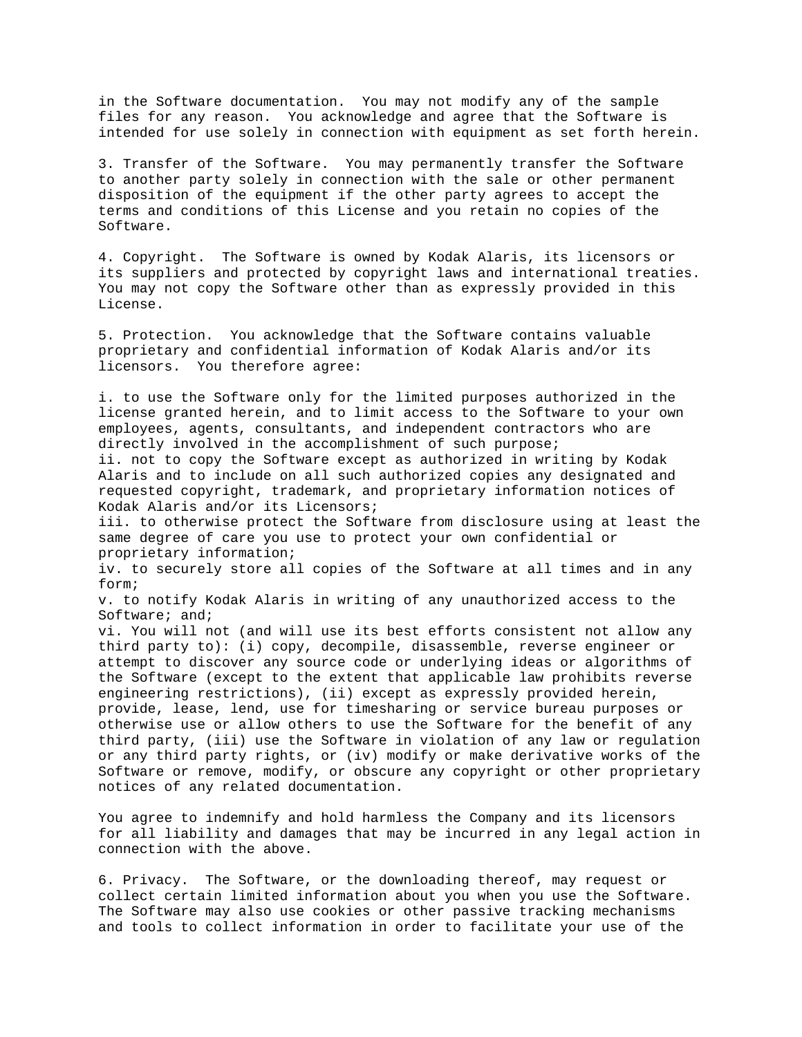in the Software documentation. You may not modify any of the sample files for any reason. You acknowledge and agree that the Software is intended for use solely in connection with equipment as set forth herein.

3. Transfer of the Software. You may permanently transfer the Software to another party solely in connection with the sale or other permanent disposition of the equipment if the other party agrees to accept the terms and conditions of this License and you retain no copies of the Software.

4. Copyright. The Software is owned by Kodak Alaris, its licensors or its suppliers and protected by copyright laws and international treaties. You may not copy the Software other than as expressly provided in this License.

5. Protection. You acknowledge that the Software contains valuable proprietary and confidential information of Kodak Alaris and/or its licensors. You therefore agree:

i. to use the Software only for the limited purposes authorized in the license granted herein, and to limit access to the Software to your own employees, agents, consultants, and independent contractors who are directly involved in the accomplishment of such purpose;
ii. not to copy the Software except as authorized in writing by Kodak Alaris and to include on all such authorized copies any designated and requested copyright, trademark, and proprietary information notices of Kodak Alaris and/or its Licensors;
iii. to otherwise protect the Software from disclosure using at least the same degree of care you use to protect your own confidential or proprietary information;
iv. to securely store all copies of the Software at all times and in any form;
v. to notify Kodak Alaris in writing of any unauthorized access to the Software; and;
vi. You will not (and will use its best efforts consistent not allow any third party to): (i) copy, decompile, disassemble, reverse engineer or attempt to discover any source code or underlying ideas or algorithms of the Software (except to the extent that applicable law prohibits reverse engineering restrictions), (ii) except as expressly provided herein, provide, lease, lend, use for timesharing or service bureau purposes or otherwise use or allow others to use the Software for the benefit of any third party, (iii) use the Software in violation of any law or regulation or any third party rights, or (iv) modify or make derivative works of the Software or remove, modify, or obscure any copyright or other proprietary notices of any related documentation.

You agree to indemnify and hold harmless the Company and its licensors for all liability and damages that may be incurred in any legal action in connection with the above.

6. Privacy. The Software, or the downloading thereof, may request or collect certain limited information about you when you use the Software. The Software may also use cookies or other passive tracking mechanisms and tools to collect information in order to facilitate your use of the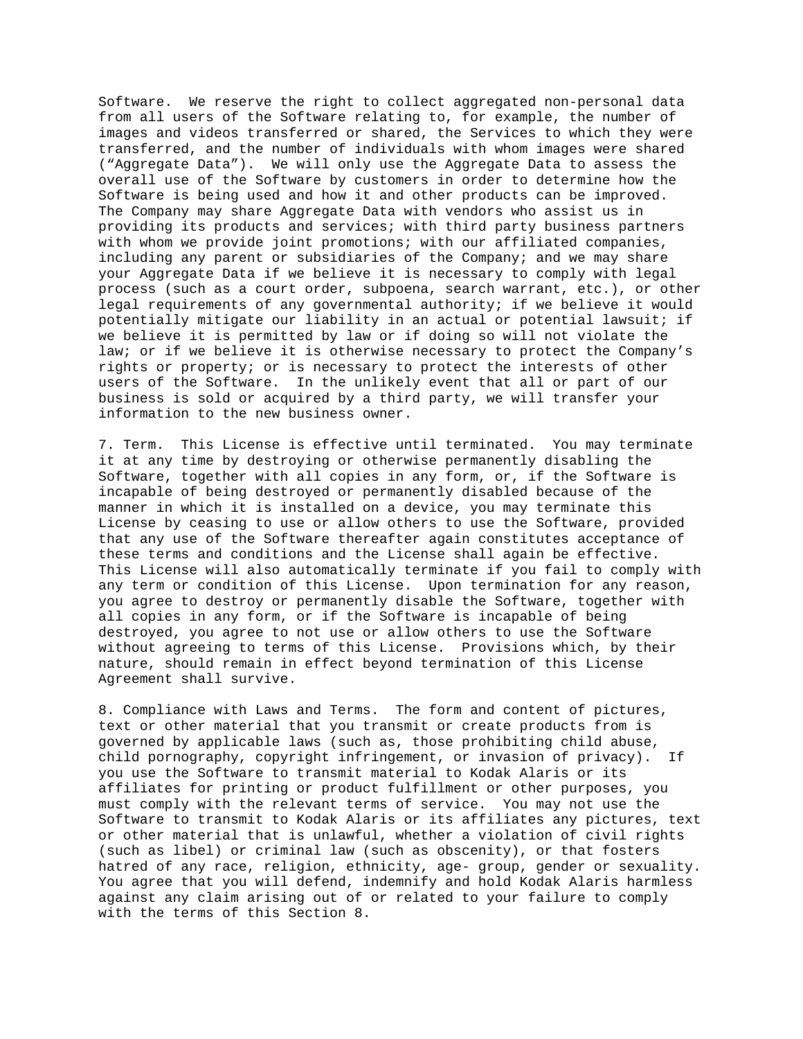Software. We reserve the right to collect aggregated non-personal data from all users of the Software relating to, for example, the number of images and videos transferred or shared, the Services to which they were transferred, and the number of individuals with whom images were shared ("Aggregate Data"). We will only use the Aggregate Data to assess the overall use of the Software by customers in order to determine how the Software is being used and how it and other products can be improved. The Company may share Aggregate Data with vendors who assist us in providing its products and services; with third party business partners with whom we provide joint promotions; with our affiliated companies, including any parent or subsidiaries of the Company; and we may share your Aggregate Data if we believe it is necessary to comply with legal process (such as a court order, subpoena, search warrant, etc.), or other legal requirements of any governmental authority; if we believe it would potentially mitigate our liability in an actual or potential lawsuit; if we believe it is permitted by law or if doing so will not violate the law; or if we believe it is otherwise necessary to protect the Company's rights or property; or is necessary to protect the interests of other users of the Software. In the unlikely event that all or part of our business is sold or acquired by a third party, we will transfer your information to the new business owner.

7. Term. This License is effective until terminated. You may terminate it at any time by destroying or otherwise permanently disabling the Software, together with all copies in any form, or, if the Software is incapable of being destroyed or permanently disabled because of the manner in which it is installed on a device, you may terminate this License by ceasing to use or allow others to use the Software, provided that any use of the Software thereafter again constitutes acceptance of these terms and conditions and the License shall again be effective. This License will also automatically terminate if you fail to comply with any term or condition of this License. Upon termination for any reason, you agree to destroy or permanently disable the Software, together with all copies in any form, or if the Software is incapable of being destroyed, you agree to not use or allow others to use the Software without agreeing to terms of this License. Provisions which, by their nature, should remain in effect beyond termination of this License Agreement shall survive.

8. Compliance with Laws and Terms. The form and content of pictures, text or other material that you transmit or create products from is governed by applicable laws (such as, those prohibiting child abuse, child pornography, copyright infringement, or invasion of privacy). If you use the Software to transmit material to Kodak Alaris or its affiliates for printing or product fulfillment or other purposes, you must comply with the relevant terms of service. You may not use the Software to transmit to Kodak Alaris or its affiliates any pictures, text or other material that is unlawful, whether a violation of civil rights (such as libel) or criminal law (such as obscenity), or that fosters hatred of any race, religion, ethnicity, age- group, gender or sexuality. You agree that you will defend, indemnify and hold Kodak Alaris harmless against any claim arising out of or related to your failure to comply with the terms of this Section 8.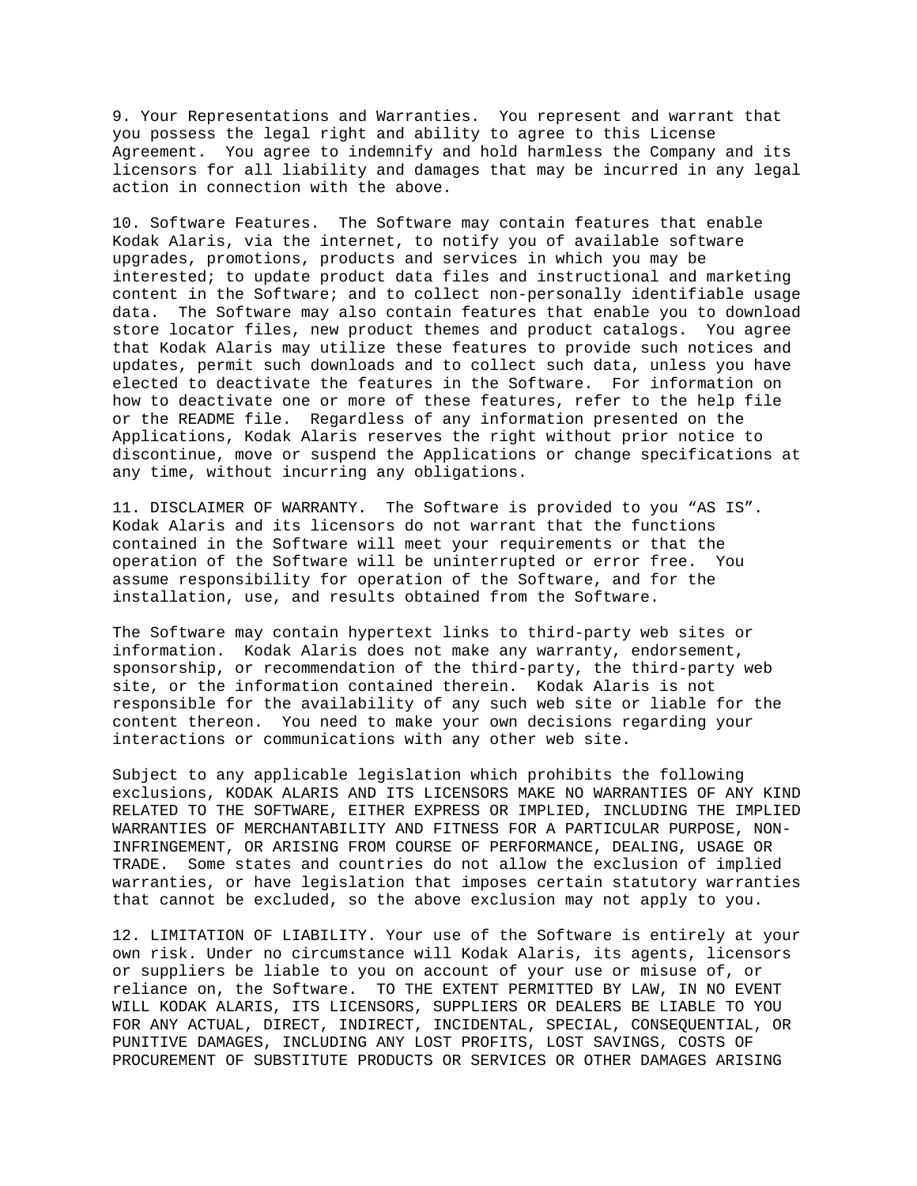9. Your Representations and Warranties. You represent and warrant that you possess the legal right and ability to agree to this License Agreement. You agree to indemnify and hold harmless the Company and its licensors for all liability and damages that may be incurred in any legal action in connection with the above.

10. Software Features. The Software may contain features that enable Kodak Alaris, via the internet, to notify you of available software upgrades, promotions, products and services in which you may be interested; to update product data files and instructional and marketing content in the Software; and to collect non-personally identifiable usage data. The Software may also contain features that enable you to download store locator files, new product themes and product catalogs. You agree that Kodak Alaris may utilize these features to provide such notices and updates, permit such downloads and to collect such data, unless you have elected to deactivate the features in the Software. For information on how to deactivate one or more of these features, refer to the help file or the README file. Regardless of any information presented on the Applications, Kodak Alaris reserves the right without prior notice to discontinue, move or suspend the Applications or change specifications at any time, without incurring any obligations.

11. DISCLAIMER OF WARRANTY. The Software is provided to you "AS IS". Kodak Alaris and its licensors do not warrant that the functions contained in the Software will meet your requirements or that the operation of the Software will be uninterrupted or error free. You assume responsibility for operation of the Software, and for the installation, use, and results obtained from the Software.

The Software may contain hypertext links to third-party web sites or information. Kodak Alaris does not make any warranty, endorsement, sponsorship, or recommendation of the third-party, the third-party web site, or the information contained therein. Kodak Alaris is not responsible for the availability of any such web site or liable for the content thereon. You need to make your own decisions regarding your interactions or communications with any other web site.

Subject to any applicable legislation which prohibits the following exclusions, KODAK ALARIS AND ITS LICENSORS MAKE NO WARRANTIES OF ANY KIND RELATED TO THE SOFTWARE, EITHER EXPRESS OR IMPLIED, INCLUDING THE IMPLIED WARRANTIES OF MERCHANTABILITY AND FITNESS FOR A PARTICULAR PURPOSE, NON-INFRINGEMENT, OR ARISING FROM COURSE OF PERFORMANCE, DEALING, USAGE OR TRADE. Some states and countries do not allow the exclusion of implied warranties, or have legislation that imposes certain statutory warranties that cannot be excluded, so the above exclusion may not apply to you.

12. LIMITATION OF LIABILITY. Your use of the Software is entirely at your own risk. Under no circumstance will Kodak Alaris, its agents, licensors or suppliers be liable to you on account of your use or misuse of, or reliance on, the Software. TO THE EXTENT PERMITTED BY LAW, IN NO EVENT WILL KODAK ALARIS, ITS LICENSORS, SUPPLIERS OR DEALERS BE LIABLE TO YOU FOR ANY ACTUAL, DIRECT, INDIRECT, INCIDENTAL, SPECIAL, CONSEQUENTIAL, OR PUNITIVE DAMAGES, INCLUDING ANY LOST PROFITS, LOST SAVINGS, COSTS OF PROCUREMENT OF SUBSTITUTE PRODUCTS OR SERVICES OR OTHER DAMAGES ARISING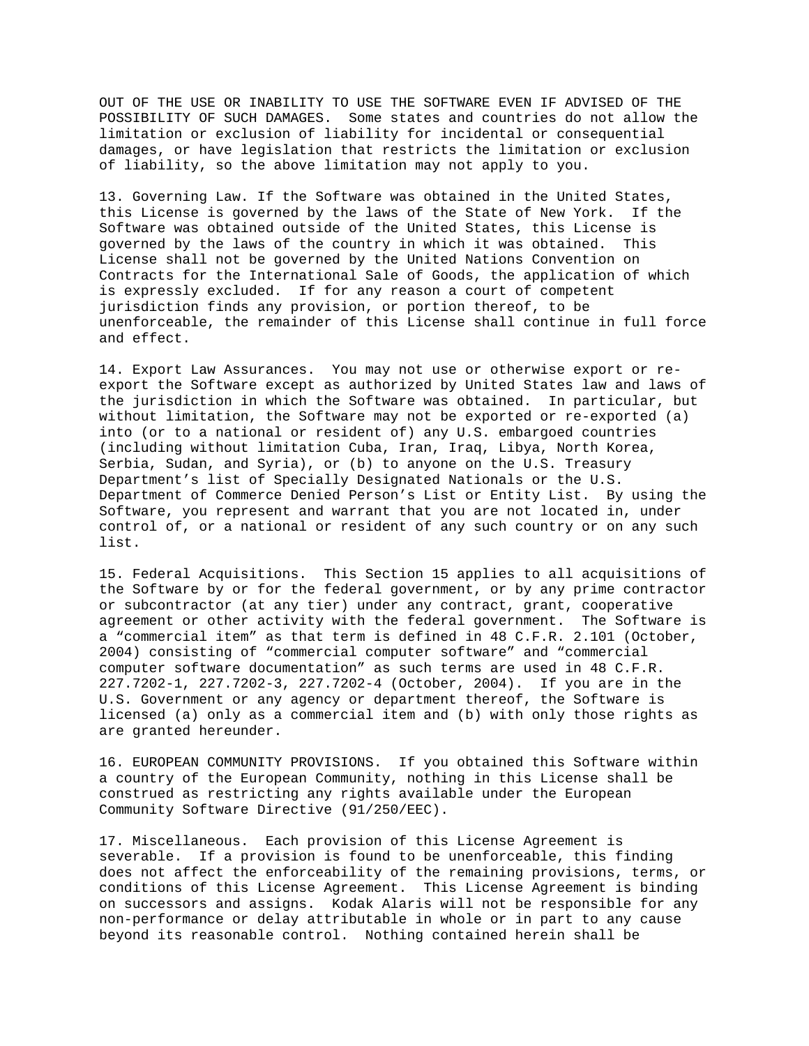OUT OF THE USE OR INABILITY TO USE THE SOFTWARE EVEN IF ADVISED OF THE POSSIBILITY OF SUCH DAMAGES. Some states and countries do not allow the limitation or exclusion of liability for incidental or consequential damages, or have legislation that restricts the limitation or exclusion of liability, so the above limitation may not apply to you.

13. Governing Law. If the Software was obtained in the United States, this License is governed by the laws of the State of New York. If the Software was obtained outside of the United States, this License is governed by the laws of the country in which it was obtained. This License shall not be governed by the United Nations Convention on Contracts for the International Sale of Goods, the application of which is expressly excluded. If for any reason a court of competent jurisdiction finds any provision, or portion thereof, to be unenforceable, the remainder of this License shall continue in full force and effect.

14. Export Law Assurances. You may not use or otherwise export or re-export the Software except as authorized by United States law and laws of the jurisdiction in which the Software was obtained. In particular, but without limitation, the Software may not be exported or re-exported (a) into (or to a national or resident of) any U.S. embargoed countries (including without limitation Cuba, Iran, Iraq, Libya, North Korea, Serbia, Sudan, and Syria), or (b) to anyone on the U.S. Treasury Department's list of Specially Designated Nationals or the U.S. Department of Commerce Denied Person's List or Entity List. By using the Software, you represent and warrant that you are not located in, under control of, or a national or resident of any such country or on any such list.

15. Federal Acquisitions. This Section 15 applies to all acquisitions of the Software by or for the federal government, or by any prime contractor or subcontractor (at any tier) under any contract, grant, cooperative agreement or other activity with the federal government. The Software is a "commercial item" as that term is defined in 48 C.F.R. 2.101 (October, 2004) consisting of "commercial computer software" and "commercial computer software documentation" as such terms are used in 48 C.F.R. 227.7202-1, 227.7202-3, 227.7202-4 (October, 2004). If you are in the U.S. Government or any agency or department thereof, the Software is licensed (a) only as a commercial item and (b) with only those rights as are granted hereunder.

16. EUROPEAN COMMUNITY PROVISIONS. If you obtained this Software within a country of the European Community, nothing in this License shall be construed as restricting any rights available under the European Community Software Directive (91/250/EEC).

17. Miscellaneous. Each provision of this License Agreement is severable. If a provision is found to be unenforceable, this finding does not affect the enforceability of the remaining provisions, terms, or conditions of this License Agreement. This License Agreement is binding on successors and assigns. Kodak Alaris will not be responsible for any non-performance or delay attributable in whole or in part to any cause beyond its reasonable control. Nothing contained herein shall be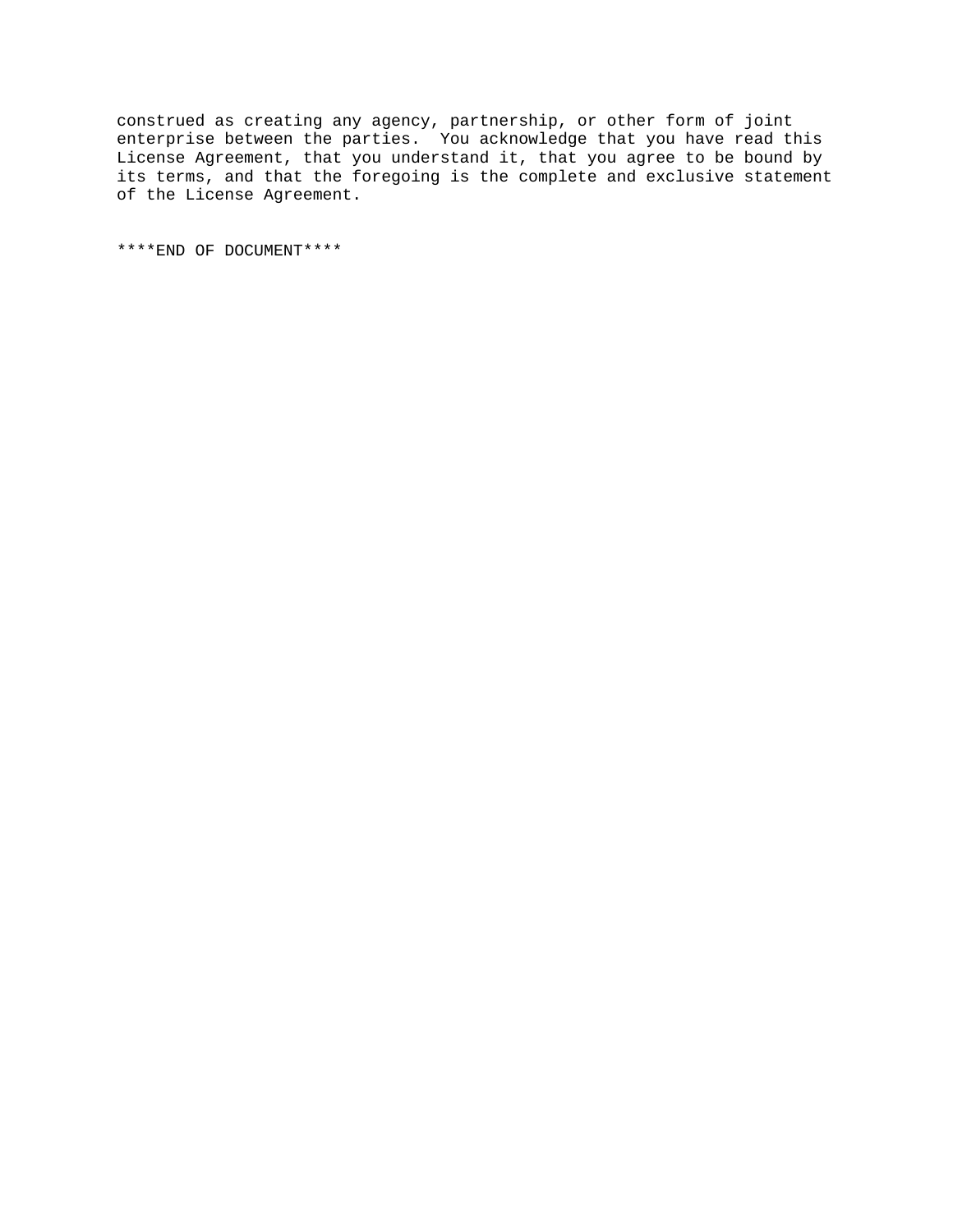construed as creating any agency, partnership, or other form of joint enterprise between the parties.  You acknowledge that you have read this License Agreement, that you understand it, that you agree to be bound by its terms, and that the foregoing is the complete and exclusive statement of the License Agreement.

****END OF DOCUMENT****